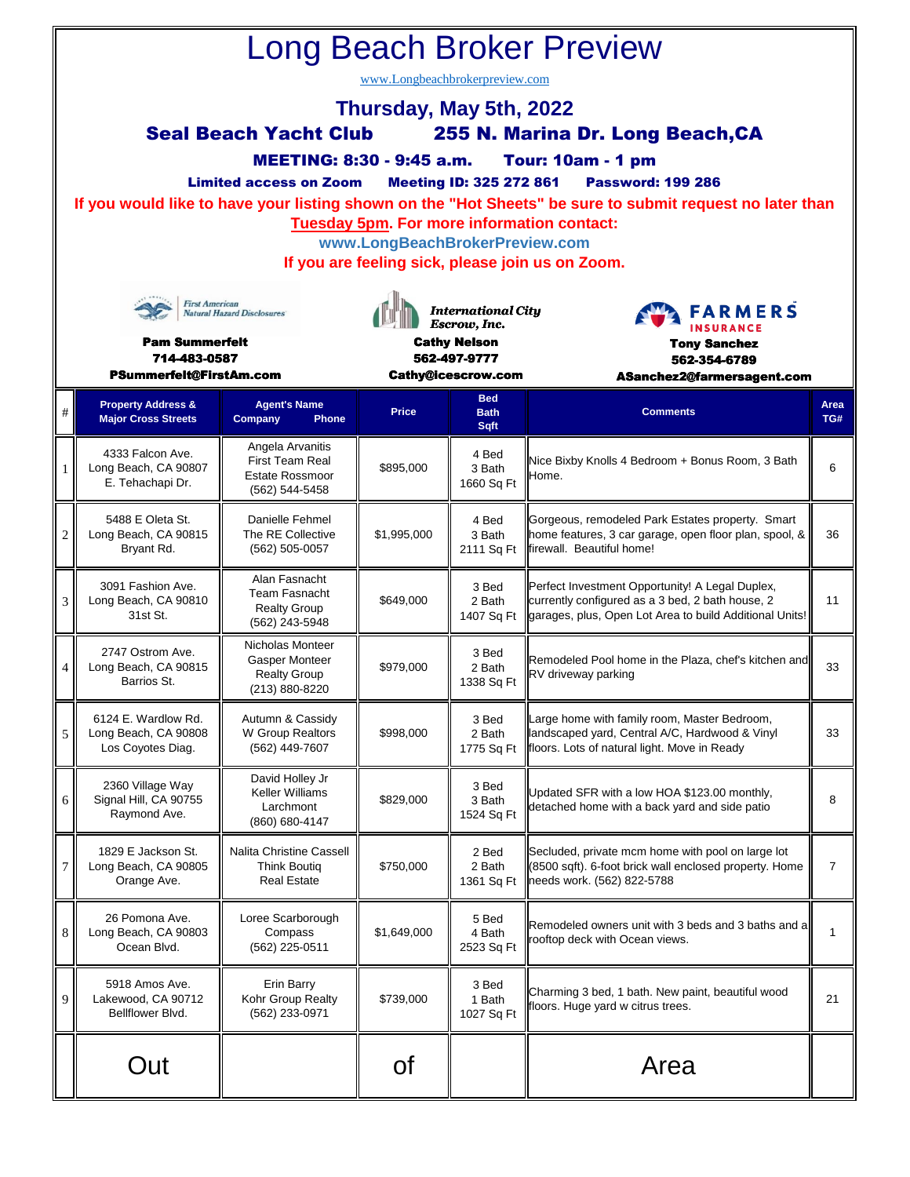# Long Beach Broker Preview

www.Longbeachbrokerpreview.com

## Thursday, May 5th, 2022

**Seal Beach Yacht Club    255 N. Marina Dr. Long Beach,CA**

**MEETING: 8:30 - 9:45 a.m.    Tour: 10am - 1 pm**

**Limited access on Zoom    Meeting ID: 325 272 861    Password: 199 286**

**If you would like to have your listing shown on the "Hot Sheets" be sure to submit request no later than Tuesday 5pm. For more information contact:**

**www.LongBeachBrokerPreview.com**

**If you are feeling sick, please join us on Zoom.**

First American Natural Hazard Disclosures
**Pam Summerfelt**
**714-483-0587**
**PSummerfelt@FirstAm.com**

International City Escrow, Inc.
**Cathy Nelson**
**562-497-9777**
**Cathy@icescrow.com**

FARMERS INSURANCE
**Tony Sanchez**
**562-354-6789**
**ASanchez2@farmersagent.com**

| # | Property Address & Major Cross Streets | Agent's Name Company Phone | Price | Bed Bath Sqft | Comments | Area TG# |
|---|---|---|---|---|---|---|
| 1 | 4333 Falcon Ave. Long Beach, CA 90807 E. Tehachapi Dr. | Angela Arvanitis First Team Real Estate Rossmoor (562) 544-5458 | $895,000 | 4 Bed 3 Bath 1660 Sq Ft | Nice Bixby Knolls 4 Bedroom + Bonus Room, 3 Bath Home. | 6 |
| 2 | 5488 E Oleta St. Long Beach, CA 90815 Bryant Rd. | Danielle Fehmel The RE Collective (562) 505-0057 | $1,995,000 | 4 Bed 3 Bath 2111 Sq Ft | Gorgeous, remodeled Park Estates property. Smart home features, 3 car garage, open floor plan, spool, & firewall. Beautiful home! | 36 |
| 3 | 3091 Fashion Ave. Long Beach, CA 90810 31st St. | Alan Fasnacht Team Fasnacht Realty Group (562) 243-5948 | $649,000 | 3 Bed 2 Bath 1407 Sq Ft | Perfect Investment Opportunity! A Legal Duplex, currently configured as a 3 bed, 2 bath house, 2 garages, plus, Open Lot Area to build Additional Units! | 11 |
| 4 | 2747 Ostrom Ave. Long Beach, CA 90815 Barrios St. | Nicholas Monteer Gasper Monteer Realty Group (213) 880-8220 | $979,000 | 3 Bed 2 Bath 1338 Sq Ft | Remodeled Pool home in the Plaza, chef's kitchen and RV driveway parking | 33 |
| 5 | 6124 E. Wardlow Rd. Long Beach, CA 90808 Los Coyotes Diag. | Autumn & Cassidy W Group Realtors (562) 449-7607 | $998,000 | 3 Bed 2 Bath 1775 Sq Ft | Large home with family room, Master Bedroom, landscaped yard, Central A/C, Hardwood & Vinyl floors. Lots of natural light. Move in Ready | 33 |
| 6 | 2360 Village Way Signal Hill, CA 90755 Raymond Ave. | David Holley Jr Keller Williams Larchmont (860) 680-4147 | $829,000 | 3 Bed 3 Bath 1524 Sq Ft | Updated SFR with a low HOA $123.00 monthly, detached home with a back yard and side patio | 8 |
| 7 | 1829 E Jackson St. Long Beach, CA 90805 Orange Ave. | Nalita Christine Cassell Think Boutiq Real Estate | $750,000 | 2 Bed 2 Bath 1361 Sq Ft | Secluded, private mcm home with pool on large lot (8500 sqft). 6-foot brick wall enclosed property. Home needs work. (562) 822-5788 | 7 |
| 8 | 26 Pomona Ave. Long Beach, CA 90803 Ocean Blvd. | Loree Scarborough Compass (562) 225-0511 | $1,649,000 | 5 Bed 4 Bath 2523 Sq Ft | Remodeled owners unit with 3 beds and 3 baths and a rooftop deck with Ocean views. | 1 |
| 9 | 5918 Amos Ave. Lakewood, CA 90712 Bellflower Blvd. | Erin Barry Kohr Group Realty (562) 233-0971 | $739,000 | 3 Bed 1 Bath 1027 Sq Ft | Charming 3 bed, 1 bath. New paint, beautiful wood floors. Huge yard w citrus trees. | 21 |
| | Out | | of | | Area | |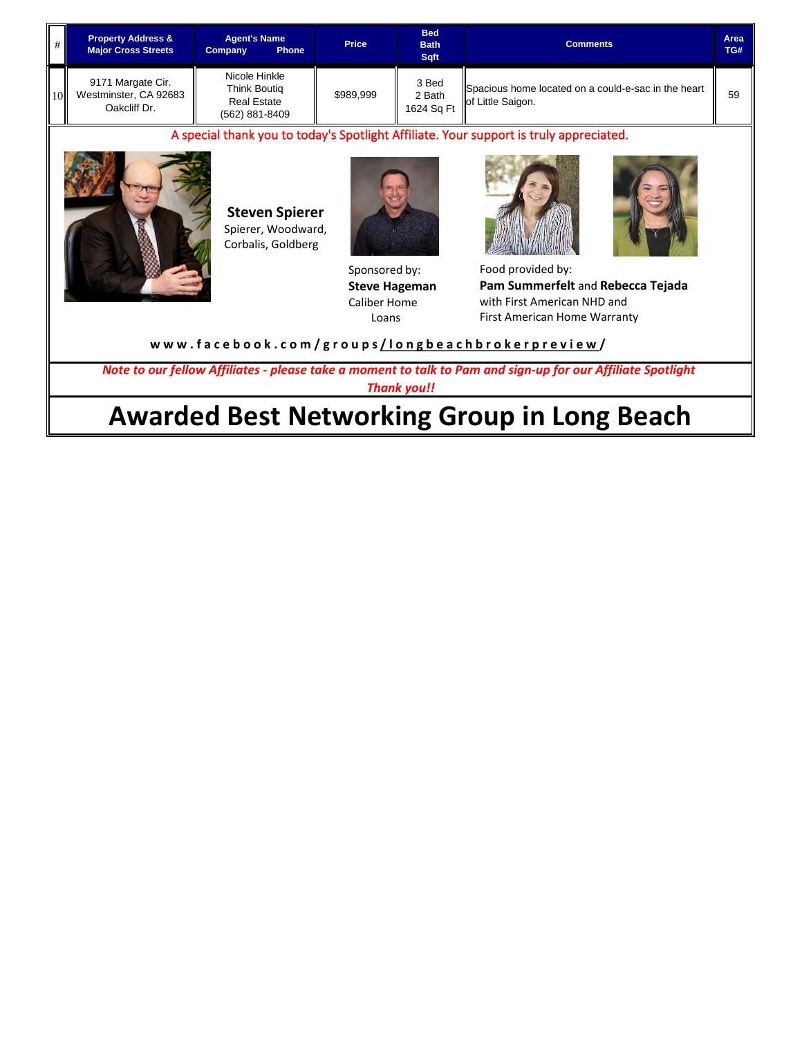| # | Property Address & Major Cross Streets | Agent's Name Company Phone | Price | Bed Bath Sqft | Comments | Area TG# |
|---|---|---|---|---|---|---|
| 10 | 9171 Margate Cir. Westminster, CA 92683 Oakcliff Dr. | Nicole Hinkle Think Boutiq Real Estate (562) 881-8409 | $989,999 | 3 Bed 2 Bath 1624 Sq Ft | Spacious home located on a could-e-sac in the heart of Little Saigon. | 59 |

A special thank you to today's Spotlight Affiliate. Your support is truly appreciated.

**Steven Spierer**
Spierer, Woodward, Corbalis, Goldberg

Sponsored by:
**Steve Hageman**
Caliber Home Loans

Food provided by:
**Pam Summerfelt** and **Rebecca Tejada**
with First American NHD and
First American Home Warranty

**www.facebook.com/groups/longbeachbrokerpreview/**

***Note to our fellow Affiliates - please take a moment to talk to Pam and sign-up for our Affiliate Spotlight***
***Thank you!!***

# Awarded Best Networking Group in Long Beach